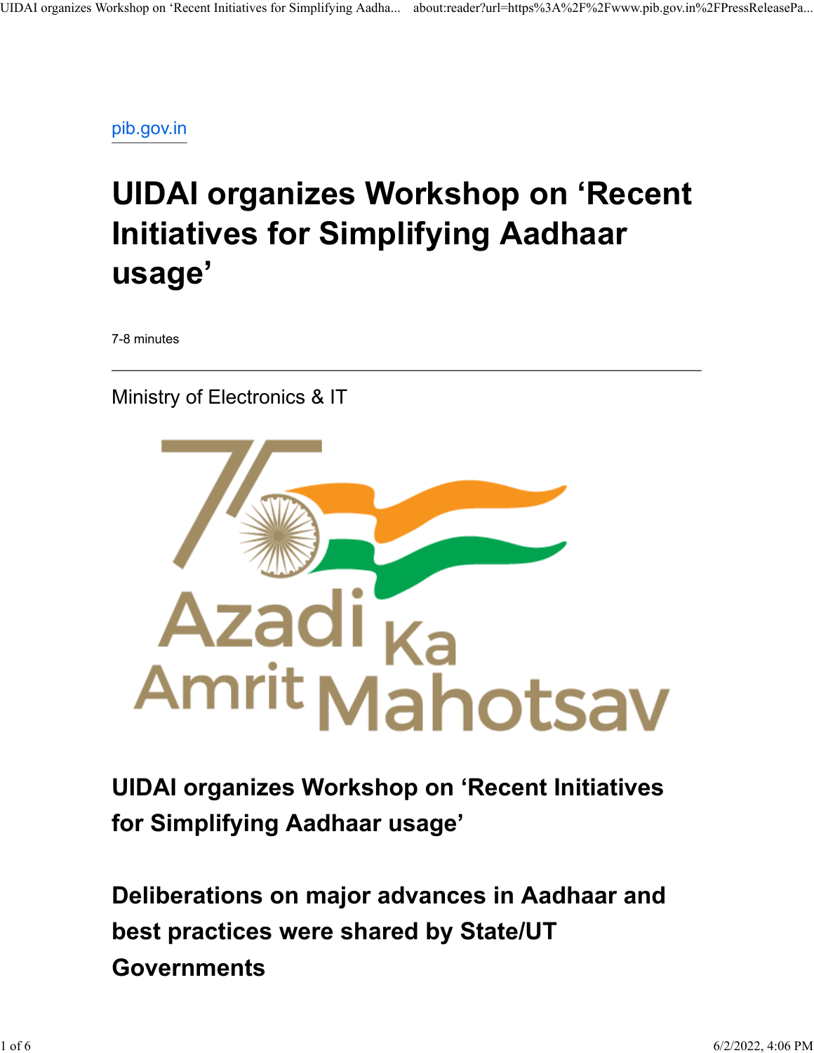pib.gov.in

# UIDAI organizes Workshop on 'Recent Initiatives for Simplifying Aadhaar usage'

7-8 minutes

---

Ministry of Electronics & IT

## UIDAI organizes Workshop on 'Recent Initiatives for Simplifying Aadhaar usage'

## Deliberations on major advances in Aadhaar and best practices were shared by State/UT Governments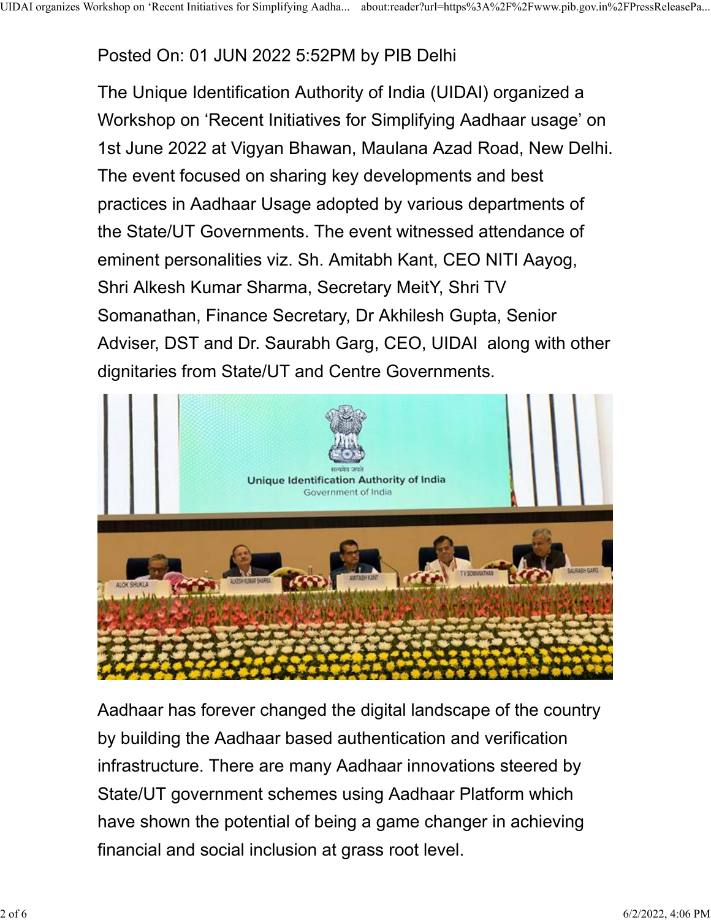Posted On: 01 JUN 2022 5:52PM by PIB Delhi

The Unique Identification Authority of India (UIDAI) organized a Workshop on ‘Recent Initiatives for Simplifying Aadhaar usage’ on 1st June 2022 at Vigyan Bhawan, Maulana Azad Road, New Delhi. The event focused on sharing key developments and best practices in Aadhaar Usage adopted by various departments of the State/UT Governments. The event witnessed attendance of eminent personalities viz. Sh. Amitabh Kant, CEO NITI Aayog, Shri Alkesh Kumar Sharma, Secretary MeitY, Shri TV Somanathan, Finance Secretary, Dr Akhilesh Gupta, Senior Adviser, DST and Dr. Saurabh Garg, CEO, UIDAI along with other dignitaries from State/UT and Centre Governments.

Aadhaar has forever changed the digital landscape of the country by building the Aadhaar based authentication and verification infrastructure. There are many Aadhaar innovations steered by State/UT government schemes using Aadhaar Platform which have shown the potential of being a game changer in achieving financial and social inclusion at grass root level.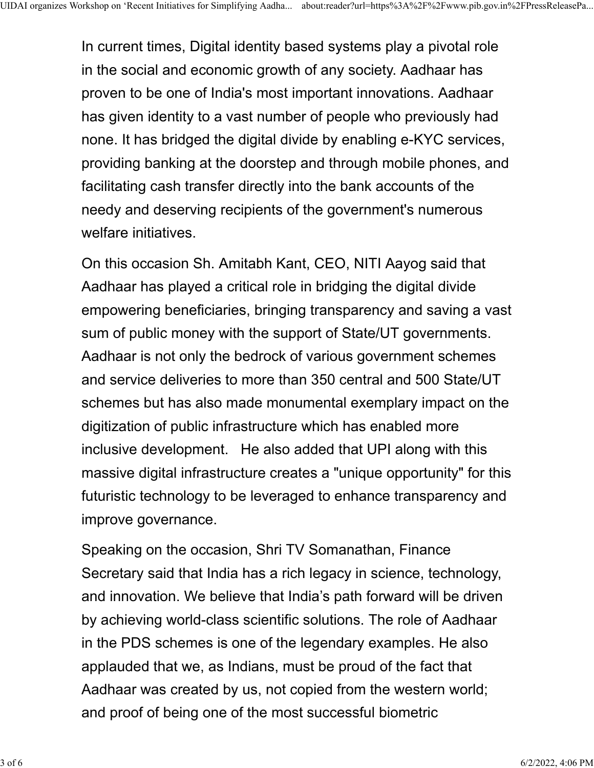In current times, Digital identity based systems play a pivotal role in the social and economic growth of any society. Aadhaar has proven to be one of India's most important innovations. Aadhaar has given identity to a vast number of people who previously had none. It has bridged the digital divide by enabling e-KYC services, providing banking at the doorstep and through mobile phones, and facilitating cash transfer directly into the bank accounts of the needy and deserving recipients of the government's numerous welfare initiatives.

On this occasion Sh. Amitabh Kant, CEO, NITI Aayog said that Aadhaar has played a critical role in bridging the digital divide empowering beneficiaries, bringing transparency and saving a vast sum of public money with the support of State/UT governments. Aadhaar is not only the bedrock of various government schemes and service deliveries to more than 350 central and 500 State/UT schemes but has also made monumental exemplary impact on the digitization of public infrastructure which has enabled more inclusive development. He also added that UPI along with this massive digital infrastructure creates a "unique opportunity" for this futuristic technology to be leveraged to enhance transparency and improve governance.

Speaking on the occasion, Shri TV Somanathan, Finance Secretary said that India has a rich legacy in science, technology, and innovation. We believe that India’s path forward will be driven by achieving world-class scientific solutions. The role of Aadhaar in the PDS schemes is one of the legendary examples. He also applauded that we, as Indians, must be proud of the fact that Aadhaar was created by us, not copied from the western world; and proof of being one of the most successful biometric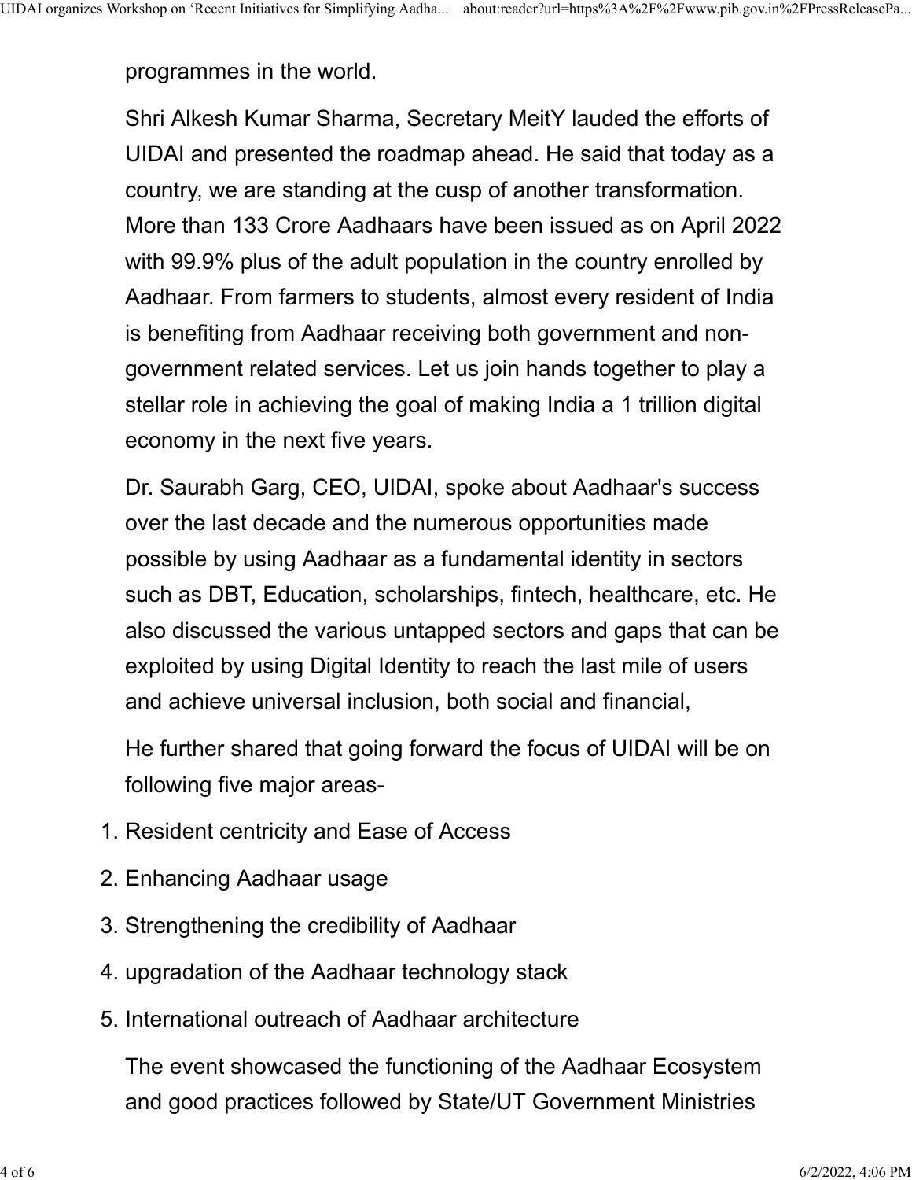programmes in the world.

Shri Alkesh Kumar Sharma, Secretary MeitY lauded the efforts of UIDAI and presented the roadmap ahead. He said that today as a country, we are standing at the cusp of another transformation. More than 133 Crore Aadhaars have been issued as on April 2022 with 99.9% plus of the adult population in the country enrolled by Aadhaar. From farmers to students, almost every resident of India is benefiting from Aadhaar receiving both government and non-government related services. Let us join hands together to play a stellar role in achieving the goal of making India a 1 trillion digital economy in the next five years.

Dr. Saurabh Garg, CEO, UIDAI, spoke about Aadhaar's success over the last decade and the numerous opportunities made possible by using Aadhaar as a fundamental identity in sectors such as DBT, Education, scholarships, fintech, healthcare, etc. He also discussed the various untapped sectors and gaps that can be exploited by using Digital Identity to reach the last mile of users and achieve universal inclusion, both social and financial,

He further shared that going forward the focus of UIDAI will be on following five major areas-

1. Resident centricity and Ease of Access
2. Enhancing Aadhaar usage
3. Strengthening the credibility of Aadhaar
4. upgradation of the Aadhaar technology stack
5. International outreach of Aadhaar architecture

The event showcased the functioning of the Aadhaar Ecosystem and good practices followed by State/UT Government Ministries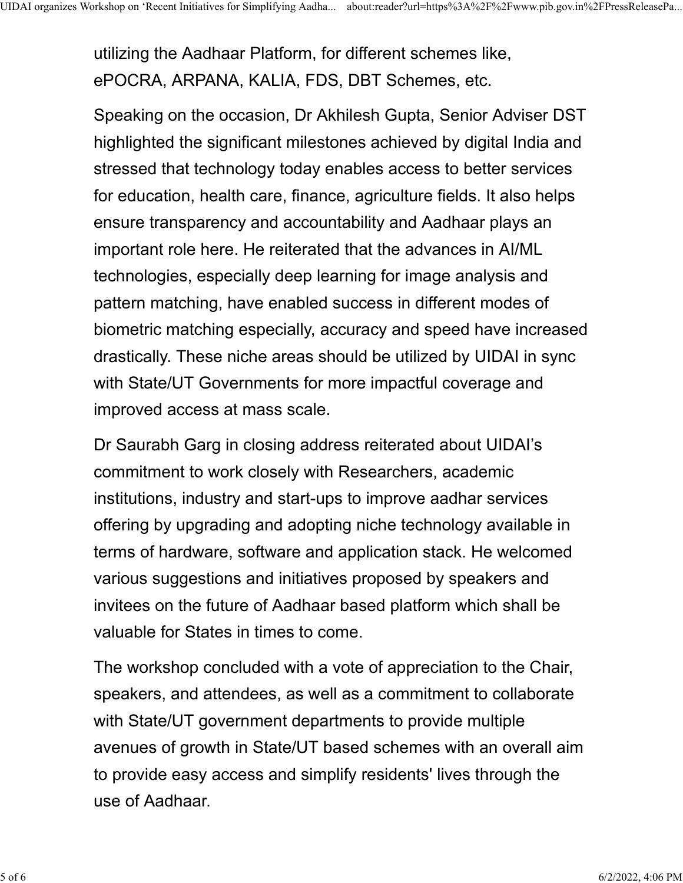utilizing the Aadhaar Platform, for different schemes like, ePOCRA, ARPANA, KALIA, FDS, DBT Schemes, etc.

Speaking on the occasion, Dr Akhilesh Gupta, Senior Adviser DST highlighted the significant milestones achieved by digital India and stressed that technology today enables access to better services for education, health care, finance, agriculture fields. It also helps ensure transparency and accountability and Aadhaar plays an important role here. He reiterated that the advances in AI/ML technologies, especially deep learning for image analysis and pattern matching, have enabled success in different modes of biometric matching especially, accuracy and speed have increased drastically. These niche areas should be utilized by UIDAI in sync with State/UT Governments for more impactful coverage and improved access at mass scale.

Dr Saurabh Garg in closing address reiterated about UIDAI's commitment to work closely with Researchers, academic institutions, industry and start-ups to improve aadhar services offering by upgrading and adopting niche technology available in terms of hardware, software and application stack. He welcomed various suggestions and initiatives proposed by speakers and invitees on the future of Aadhaar based platform which shall be valuable for States in times to come.

The workshop concluded with a vote of appreciation to the Chair, speakers, and attendees, as well as a commitment to collaborate with State/UT government departments to provide multiple avenues of growth in State/UT based schemes with an overall aim to provide easy access and simplify residents' lives through the use of Aadhaar.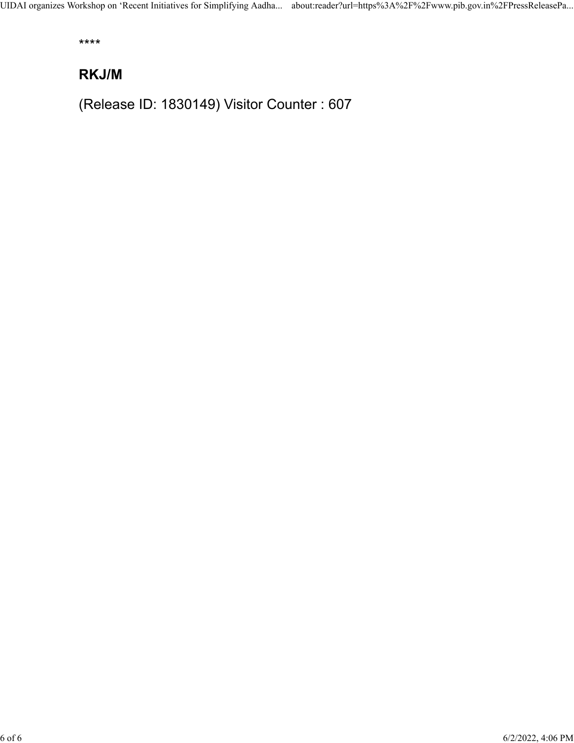****

**RKJ/M**

(Release ID: 1830149) Visitor Counter : 607